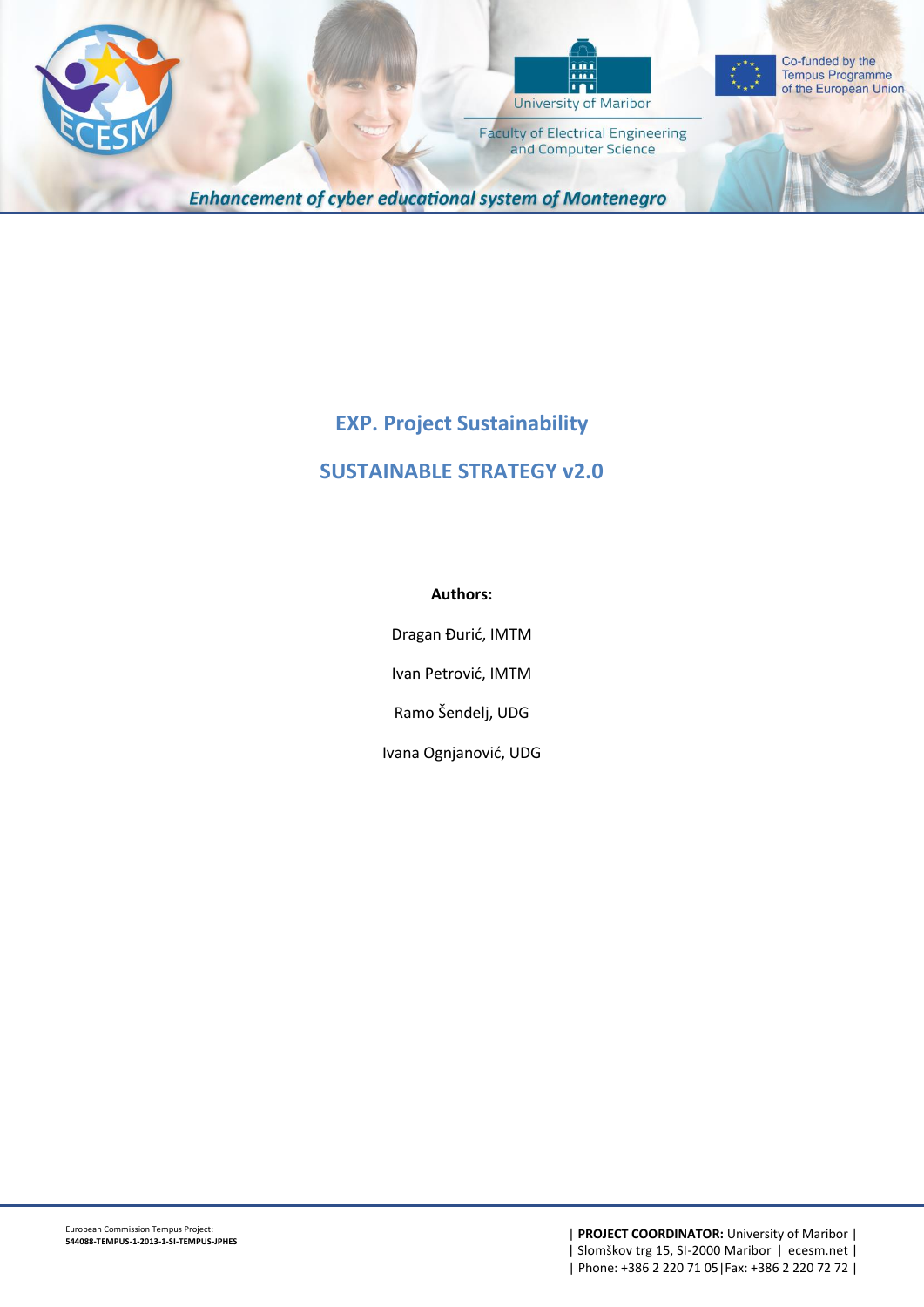Enhancement of cyber educational system of Montenegro

University of Maribor

Faculty of Electrical Engineering and Computer Science

Co-funded by the Tempus Programme of the European Union

# EXP. Project Sustainability

# SUSTAINABLE STRATEGY v2.0

**Authors:**

Dragan Đurić, IMTM

Ivan Petrović, IMTM

Ramo Šendelj, UDG

Ivana Ognjanović, UDG

European Commission Tempus Project:
**544088-TEMPUS-1-2013-1-SI-TEMPUS-JPHES**

| **PROJECT COORDINATOR:** University of Maribor |
| Slomškov trg 15, SI-2000 Maribor | ecesm.net |
| Phone: +386 2 220 71 05|Fax: +386 2 220 72 72 |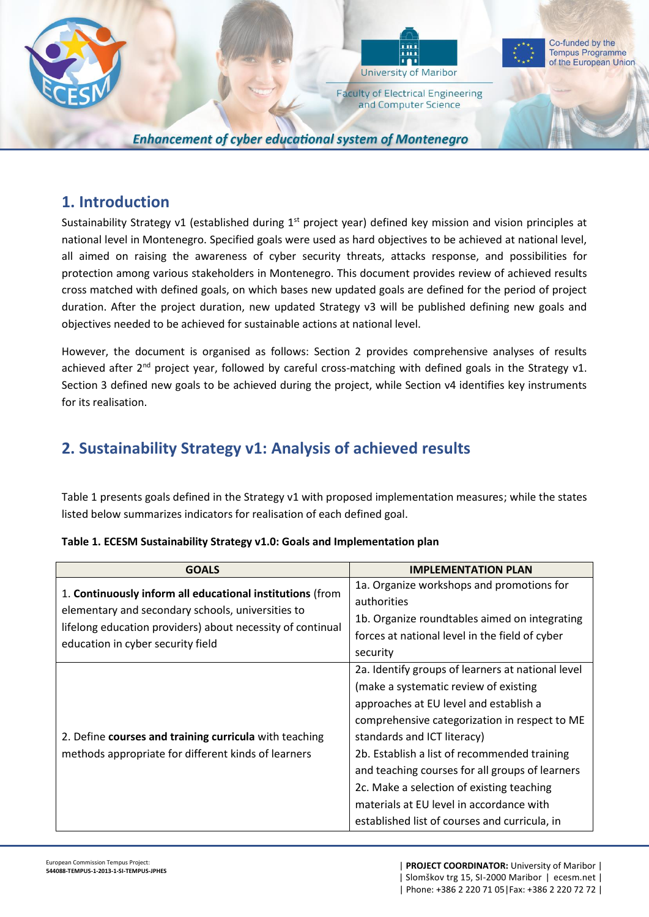## 1. Introduction

Sustainability Strategy v1 (established during 1st project year) defined key mission and vision principles at national level in Montenegro. Specified goals were used as hard objectives to be achieved at national level, all aimed on raising the awareness of cyber security threats, attacks response, and possibilities for protection among various stakeholders in Montenegro. This document provides review of achieved results cross matched with defined goals, on which bases new updated goals are defined for the period of project duration. After the project duration, new updated Strategy v3 will be published defining new goals and objectives needed to be achieved for sustainable actions at national level.

However, the document is organised as follows: Section 2 provides comprehensive analyses of results achieved after 2nd project year, followed by careful cross-matching with defined goals in the Strategy v1. Section 3 defined new goals to be achieved during the project, while Section v4 identifies key instruments for its realisation.

## 2. Sustainability Strategy v1: Analysis of achieved results

Table 1 presents goals defined in the Strategy v1 with proposed implementation measures; while the states listed below summarizes indicators for realisation of each defined goal.

**Table 1. ECESM Sustainability Strategy v1.0: Goals and Implementation plan**

| GOALS | IMPLEMENTATION PLAN |
|---|---|
| 1. **Continuously inform all educational institutions** (from elementary and secondary schools, universities to lifelong education providers) about necessity of continual education in cyber security field | 1a. Organize workshops and promotions for authorities<br>1b. Organize roundtables aimed on integrating forces at national level in the field of cyber security |
| 2. Define **courses and training curricula** with teaching methods appropriate for different kinds of learners | 2a. Identify groups of learners at national level (make a systematic review of existing approaches at EU level and establish a comprehensive categorization in respect to ME standards and ICT literacy)<br>2b. Establish a list of recommended training and teaching courses for all groups of learners<br>2c. Make a selection of existing teaching materials at EU level in accordance with established list of courses and curricula, in |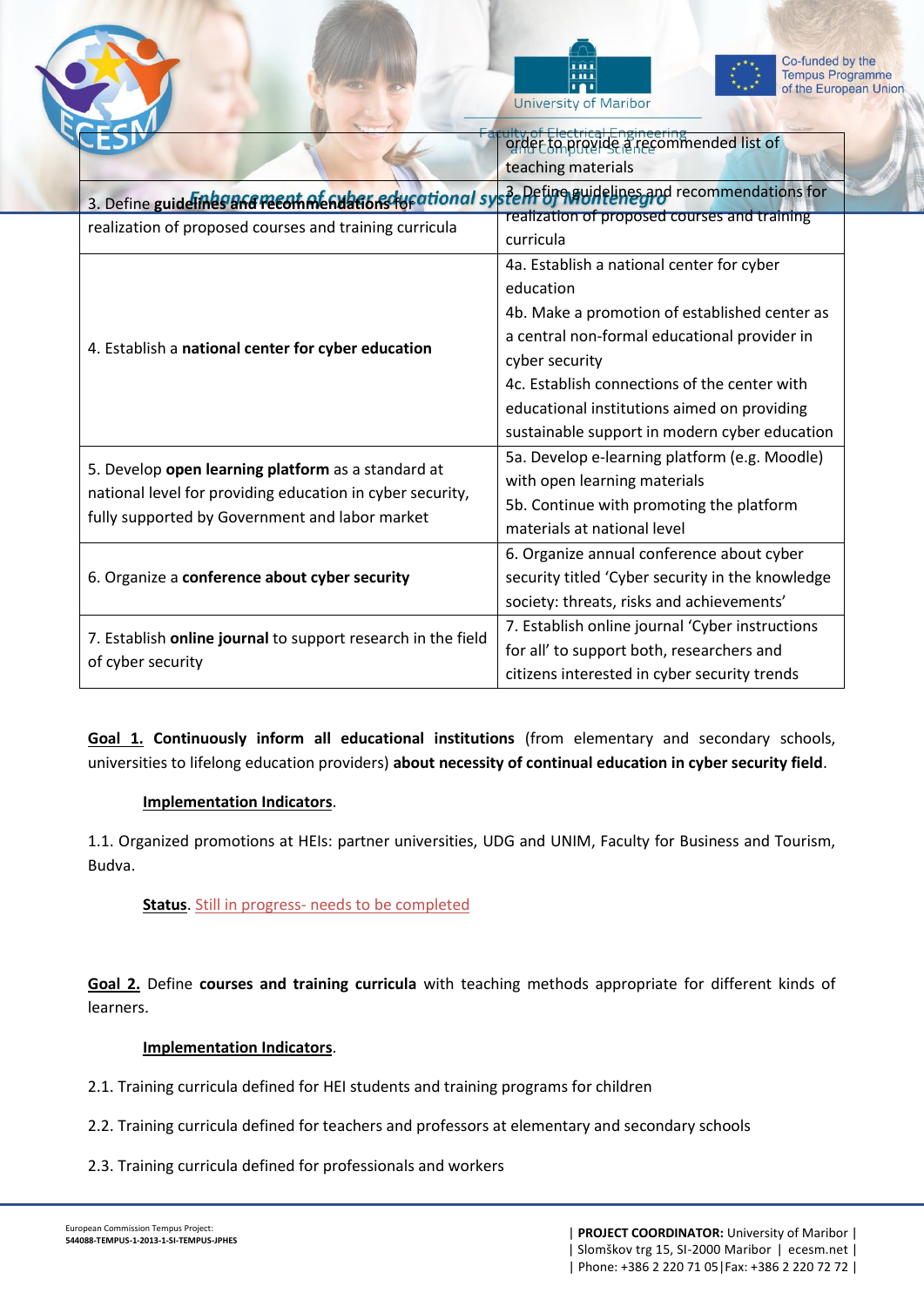| | order to provide a recommended list of teaching materials |
|---|---|
| 3. Define **guidelines and recommendations** for realization of proposed courses and training curricula | 3. Define guidelines and recommendations for realization of proposed courses and training curricula |
| 4. Establish a **national center for cyber education** | 4a. Establish a national center for cyber education<br>4b. Make a promotion of established center as a central non-formal educational provider in cyber security<br>4c. Establish connections of the center with educational institutions aimed on providing sustainable support in modern cyber education |
| 5. Develop **open learning platform** as a standard at national level for providing education in cyber security, fully supported by Government and labor market | 5a. Develop e-learning platform (e.g. Moodle) with open learning materials<br>5b. Continue with promoting the platform materials at national level |
| 6. Organize a **conference about cyber security** | 6. Organize annual conference about cyber security titled 'Cyber security in the knowledge society: threats, risks and achievements' |
| 7. Establish **online journal** to support research in the field of cyber security | 7. Establish online journal 'Cyber instructions for all' to support both, researchers and citizens interested in cyber security trends |

**Goal 1. Continuously inform all educational institutions** (from elementary and secondary schools, universities to lifelong education providers) **about necessity of continual education in cyber security field**.

**Implementation Indicators**.

1.1. Organized promotions at HEIs: partner universities, UDG and UNIM, Faculty for Business and Tourism, Budva.

**Status**. Still in progress- needs to be completed

**Goal 2.** Define **courses and training curricula** with teaching methods appropriate for different kinds of learners.

**Implementation Indicators**.

2.1. Training curricula defined for HEI students and training programs for children

2.2. Training curricula defined for teachers and professors at elementary and secondary schools

2.3. Training curricula defined for professionals and workers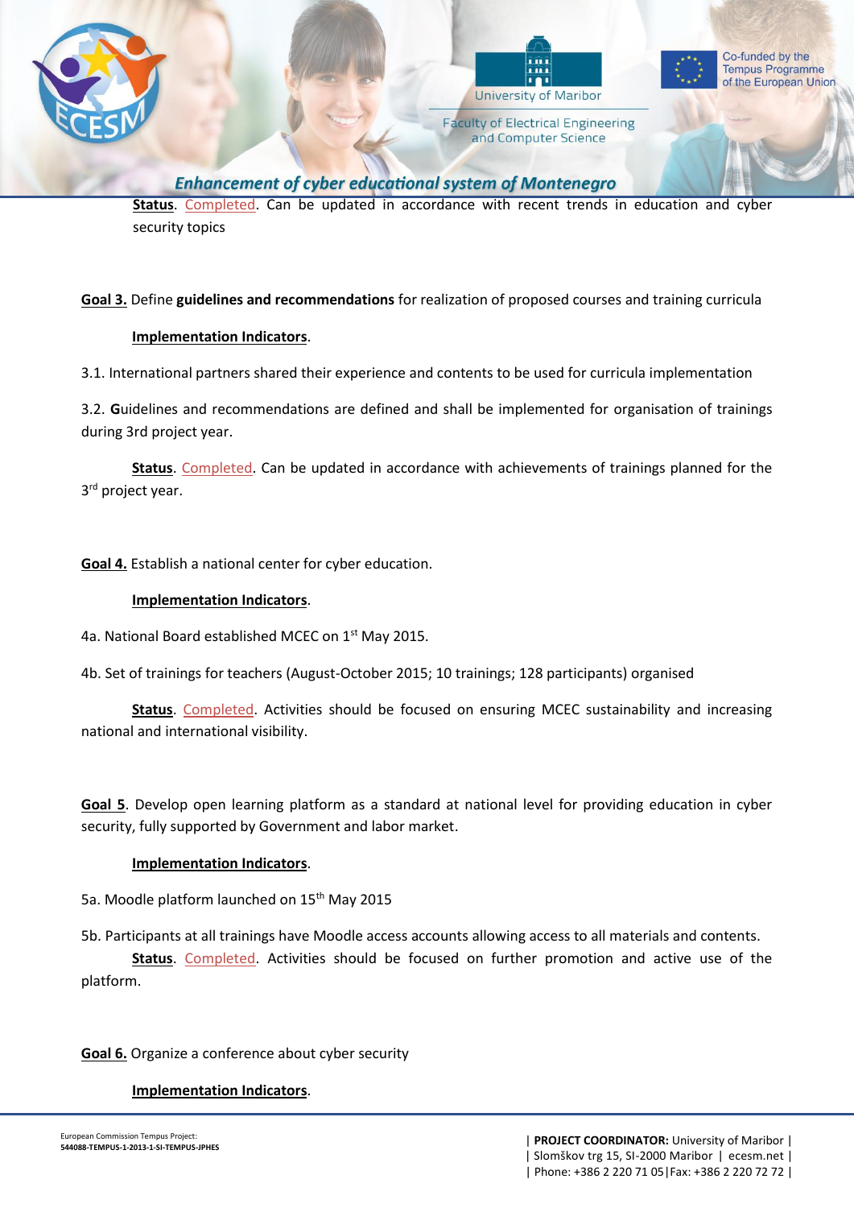**Status**. Completed. Can be updated in accordance with recent trends in education and cyber security topics

**Goal 3.** Define **guidelines and recommendations** for realization of proposed courses and training curricula

**Implementation Indicators**.

3.1. International partners shared their experience and contents to be used for curricula implementation

3.2. **G**uidelines and recommendations are defined and shall be implemented for organisation of trainings during 3rd project year.

**Status**. Completed. Can be updated in accordance with achievements of trainings planned for the 3rd project year.

**Goal 4.** Establish a national center for cyber education.

**Implementation Indicators**.

4a. National Board established MCEC on 1st May 2015.

4b. Set of trainings for teachers (August-October 2015; 10 trainings; 128 participants) organised

**Status**. Completed. Activities should be focused on ensuring MCEC sustainability and increasing national and international visibility.

**Goal 5**. Develop open learning platform as a standard at national level for providing education in cyber security, fully supported by Government and labor market.

**Implementation Indicators**.

5a. Moodle platform launched on 15th May 2015

5b. Participants at all trainings have Moodle access accounts allowing access to all materials and contents.

**Status**. Completed. Activities should be focused on further promotion and active use of the platform.

**Goal 6.** Organize a conference about cyber security

**Implementation Indicators**.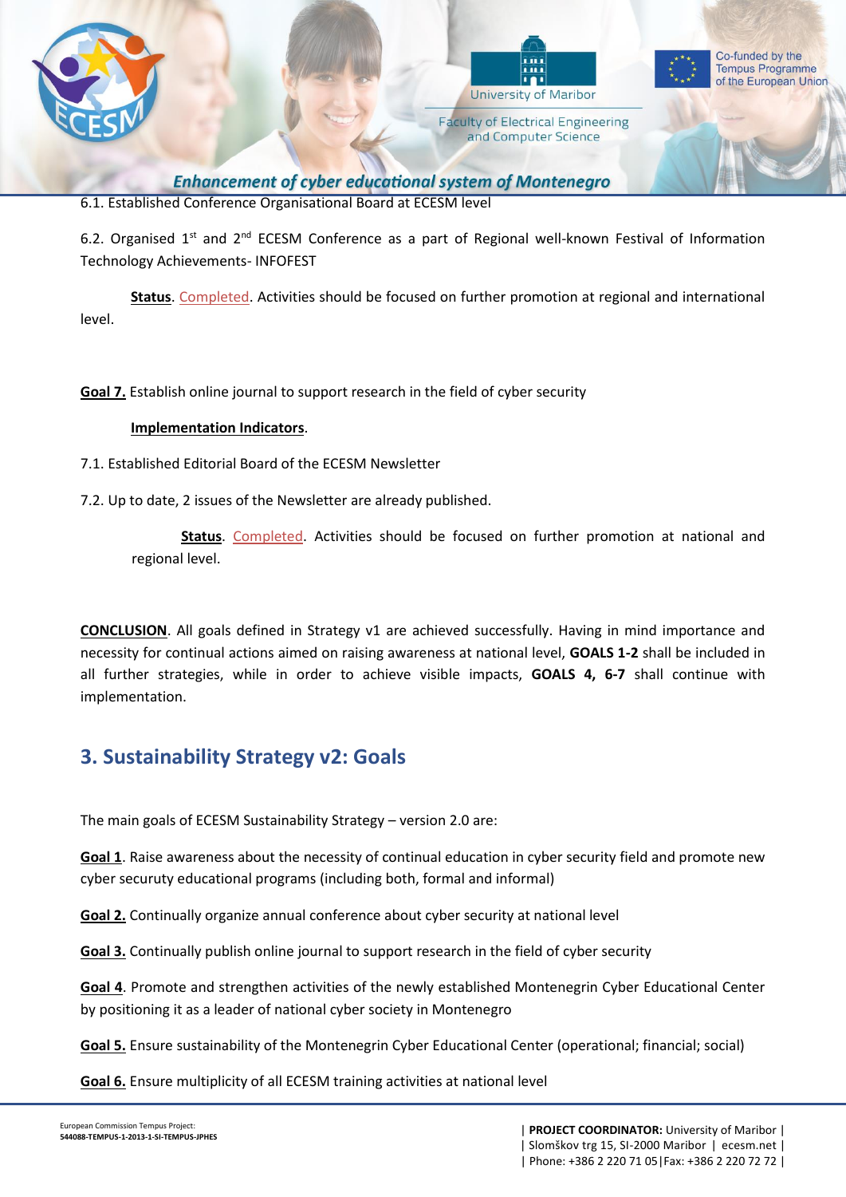6.1. Established Conference Organisational Board at ECESM level

6.2. Organised 1st and 2nd ECESM Conference as a part of Regional well-known Festival of Information Technology Achievements- INFOFEST

**Status**. Completed. Activities should be focused on further promotion at regional and international level.

**Goal 7.** Establish online journal to support research in the field of cyber security

**Implementation Indicators**.

7.1. Established Editorial Board of the ECESM Newsletter

7.2. Up to date, 2 issues of the Newsletter are already published.

**Status**. Completed. Activities should be focused on further promotion at national and regional level.

**CONCLUSION**. All goals defined in Strategy v1 are achieved successfully. Having in mind importance and necessity for continual actions aimed on raising awareness at national level, **GOALS 1-2** shall be included in all further strategies, while in order to achieve visible impacts, **GOALS 4, 6-7** shall continue with implementation.

## 3. Sustainability Strategy v2: Goals

The main goals of ECESM Sustainability Strategy – version 2.0 are:

**Goal 1**. Raise awareness about the necessity of continual education in cyber security field and promote new cyber securuty educational programs (including both, formal and informal)

**Goal 2.** Continually organize annual conference about cyber security at national level

**Goal 3.** Continually publish online journal to support research in the field of cyber security

**Goal 4**. Promote and strengthen activities of the newly established Montenegrin Cyber Educational Center by positioning it as a leader of national cyber society in Montenegro

**Goal 5.** Ensure sustainability of the Montenegrin Cyber Educational Center (operational; financial; social)

**Goal 6.** Ensure multiplicity of all ECESM training activities at national level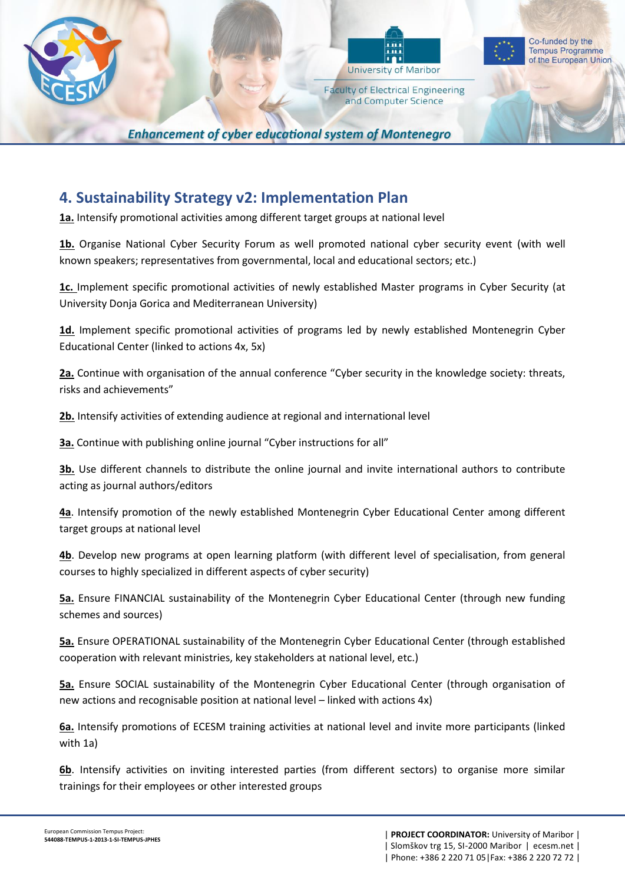## 4. Sustainability Strategy v2: Implementation Plan

**1a.** Intensify promotional activities among different target groups at national level

**1b.** Organise National Cyber Security Forum as well promoted national cyber security event (with well known speakers; representatives from governmental, local and educational sectors; etc.)

**1c.** Implement specific promotional activities of newly established Master programs in Cyber Security (at University Donja Gorica and Mediterranean University)

**1d.** Implement specific promotional activities of programs led by newly established Montenegrin Cyber Educational Center (linked to actions 4x, 5x)

**2a.** Continue with organisation of the annual conference "Cyber security in the knowledge society: threats, risks and achievements"

**2b.** Intensify activities of extending audience at regional and international level

**3a.** Continue with publishing online journal "Cyber instructions for all"

**3b.** Use different channels to distribute the online journal and invite international authors to contribute acting as journal authors/editors

**4a**. Intensify promotion of the newly established Montenegrin Cyber Educational Center among different target groups at national level

**4b**. Develop new programs at open learning platform (with different level of specialisation, from general courses to highly specialized in different aspects of cyber security)

**5a.** Ensure FINANCIAL sustainability of the Montenegrin Cyber Educational Center (through new funding schemes and sources)

**5a.** Ensure OPERATIONAL sustainability of the Montenegrin Cyber Educational Center (through established cooperation with relevant ministries, key stakeholders at national level, etc.)

**5a.** Ensure SOCIAL sustainability of the Montenegrin Cyber Educational Center (through organisation of new actions and recognisable position at national level – linked with actions 4x)

**6a.** Intensify promotions of ECESM training activities at national level and invite more participants (linked with 1a)

**6b**. Intensify activities on inviting interested parties (from different sectors) to organise more similar trainings for their employees or other interested groups